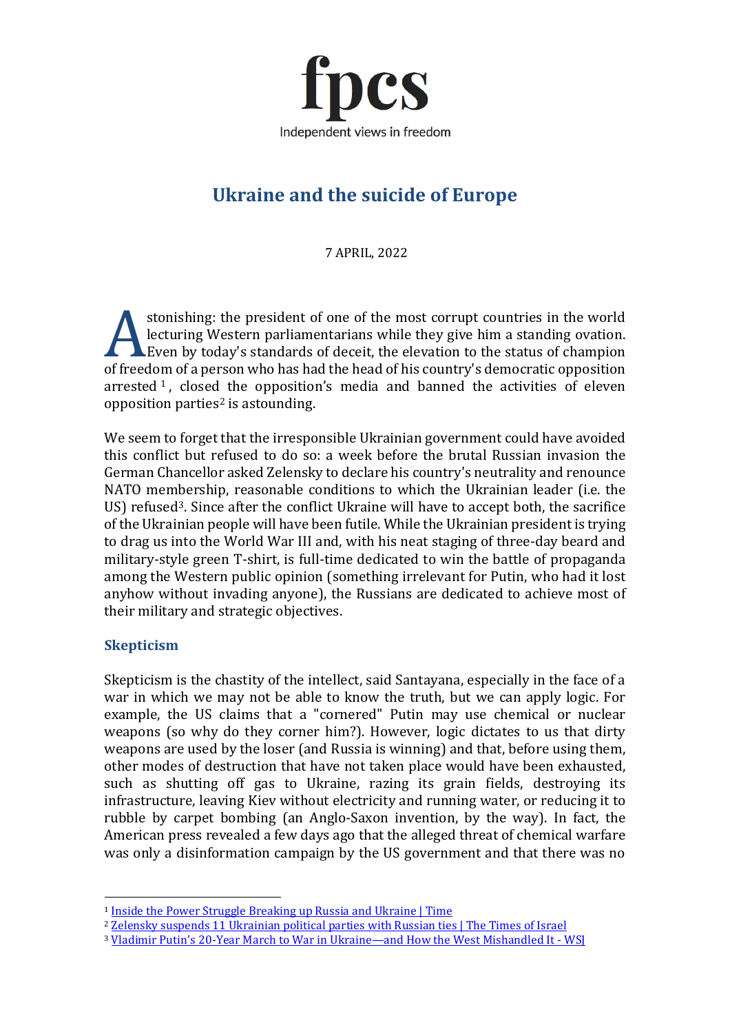fpcs

Independent views in freedom

# Ukraine and the suicide of Europe

7 APRIL, 2022

Astonishing: the president of one of the most corrupt countries in the world lecturing Western parliamentarians while they give him a standing ovation. Even by today's standards of deceit, the elevation to the status of champion of freedom of a person who has had the head of his country's democratic opposition arrested [1], closed the opposition's media and banned the activities of eleven opposition parties[2] is astounding.

We seem to forget that the irresponsible Ukrainian government could have avoided this conflict but refused to do so: a week before the brutal Russian invasion the German Chancellor asked Zelensky to declare his country's neutrality and renounce NATO membership, reasonable conditions to which the Ukrainian leader (i.e. the US) refused[3]. Since after the conflict Ukraine will have to accept both, the sacrifice of the Ukrainian people will have been futile. While the Ukrainian president is trying to drag us into the World War III and, with his neat staging of three-day beard and military-style green T-shirt, is full-time dedicated to win the battle of propaganda among the Western public opinion (something irrelevant for Putin, who had it lost anyhow without invading anyone), the Russians are dedicated to achieve most of their military and strategic objectives.

## Skepticism

Skepticism is the chastity of the intellect, said Santayana, especially in the face of a war in which we may not be able to know the truth, but we can apply logic. For example, the US claims that a "cornered" Putin may use chemical or nuclear weapons (so why do they corner him?). However, logic dictates to us that dirty weapons are used by the loser (and Russia is winning) and that, before using them, other modes of destruction that have not taken place would have been exhausted, such as shutting off gas to Ukraine, razing its grain fields, destroying its infrastructure, leaving Kiev without electricity and running water, or reducing it to rubble by carpet bombing (an Anglo-Saxon invention, by the way). In fact, the American press revealed a few days ago that the alleged threat of chemical warfare was only a disinformation campaign by the US government and that there was no

---

[1] Inside the Power Struggle Breaking up Russia and Ukraine | Time

[2] Zelensky suspends 11 Ukrainian political parties with Russian ties | The Times of Israel

[3] Vladimir Putin's 20-Year March to War in Ukraine—and How the West Mishandled It - WSJ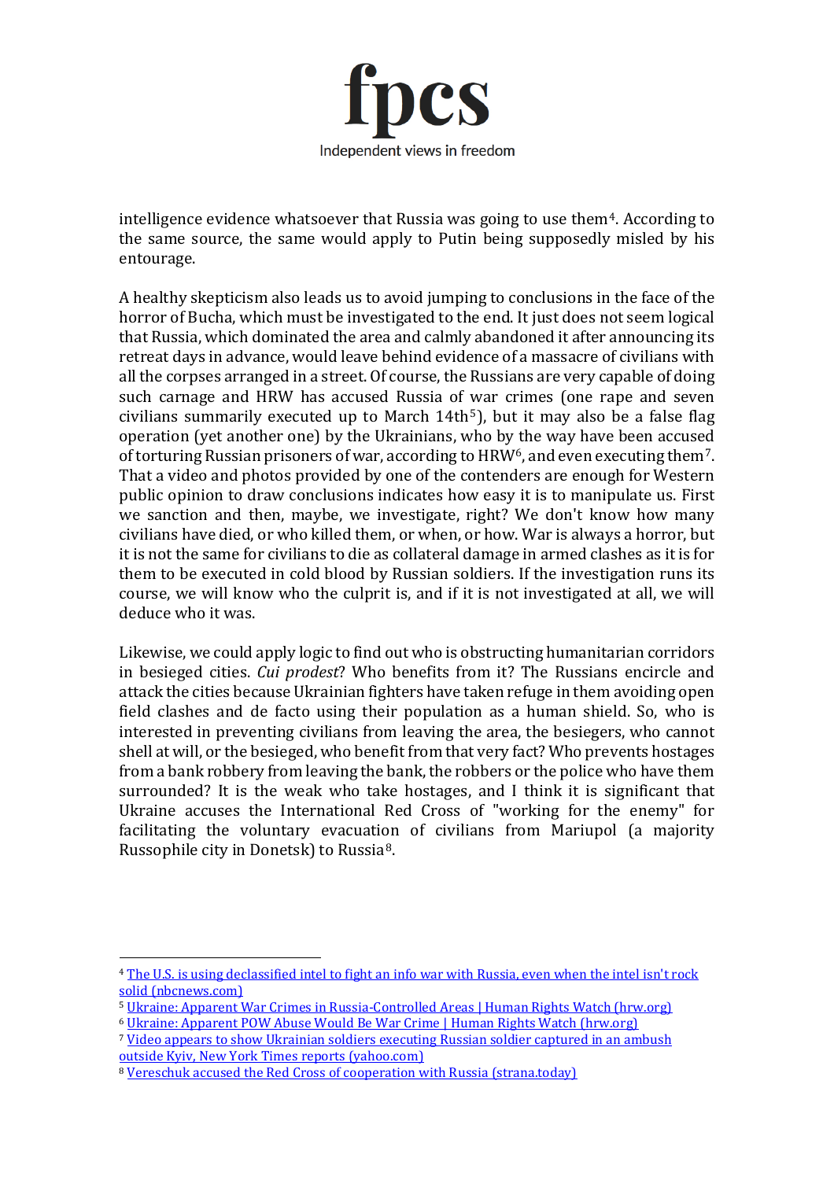intelligence evidence whatsoever that Russia was going to use them[4]. According to the same source, the same would apply to Putin being supposedly misled by his entourage.

A healthy skepticism also leads us to avoid jumping to conclusions in the face of the horror of Bucha, which must be investigated to the end. It just does not seem logical that Russia, which dominated the area and calmly abandoned it after announcing its retreat days in advance, would leave behind evidence of a massacre of civilians with all the corpses arranged in a street. Of course, the Russians are very capable of doing such carnage and HRW has accused Russia of war crimes (one rape and seven civilians summarily executed up to March 14th[5]), but it may also be a false flag operation (yet another one) by the Ukrainians, who by the way have been accused of torturing Russian prisoners of war, according to HRW[6], and even executing them[7]. That a video and photos provided by one of the contenders are enough for Western public opinion to draw conclusions indicates how easy it is to manipulate us. First we sanction and then, maybe, we investigate, right? We don't know how many civilians have died, or who killed them, or when, or how. War is always a horror, but it is not the same for civilians to die as collateral damage in armed clashes as it is for them to be executed in cold blood by Russian soldiers. If the investigation runs its course, we will know who the culprit is, and if it is not investigated at all, we will deduce who it was.

Likewise, we could apply logic to find out who is obstructing humanitarian corridors in besieged cities. *Cui prodest*? Who benefits from it? The Russians encircle and attack the cities because Ukrainian fighters have taken refuge in them avoiding open field clashes and de facto using their population as a human shield. So, who is interested in preventing civilians from leaving the area, the besiegers, who cannot shell at will, or the besieged, who benefit from that very fact? Who prevents hostages from a bank robbery from leaving the bank, the robbers or the police who have them surrounded? It is the weak who take hostages, and I think it is significant that Ukraine accuses the International Red Cross of "working for the enemy" for facilitating the voluntary evacuation of civilians from Mariupol (a majority Russophile city in Donetsk) to Russia[8].

---

[4] The U.S. is using declassified intel to fight an info war with Russia, even when the intel isn't rock solid (nbcnews.com)

[5] Ukraine: Apparent War Crimes in Russia-Controlled Areas | Human Rights Watch (hrw.org)

[6] Ukraine: Apparent POW Abuse Would Be War Crime | Human Rights Watch (hrw.org)

[7] Video appears to show Ukrainian soldiers executing Russian soldier captured in an ambush outside Kyiv, New York Times reports (yahoo.com)

[8] Vereschuk accused the Red Cross of cooperation with Russia (strana.today)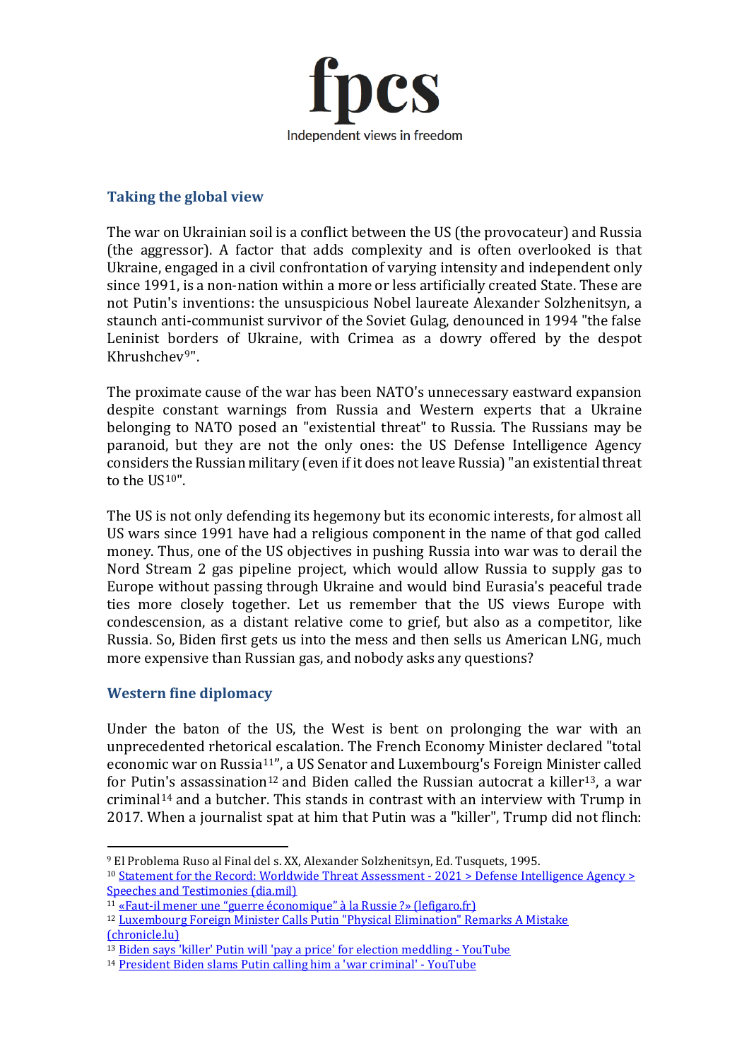## Taking the global view

The war on Ukrainian soil is a conflict between the US (the provocateur) and Russia (the aggressor). A factor that adds complexity and is often overlooked is that Ukraine, engaged in a civil confrontation of varying intensity and independent only since 1991, is a non-nation within a more or less artificially created State. These are not Putin's inventions: the unsuspicious Nobel laureate Alexander Solzhenitsyn, a staunch anti-communist survivor of the Soviet Gulag, denounced in 1994 "the false Leninist borders of Ukraine, with Crimea as a dowry offered by the despot Khrushchev[9]".

The proximate cause of the war has been NATO's unnecessary eastward expansion despite constant warnings from Russia and Western experts that a Ukraine belonging to NATO posed an "existential threat" to Russia. The Russians may be paranoid, but they are not the only ones: the US Defense Intelligence Agency considers the Russian military (even if it does not leave Russia) "an existential threat to the US[10]".

The US is not only defending its hegemony but its economic interests, for almost all US wars since 1991 have had a religious component in the name of that god called money. Thus, one of the US objectives in pushing Russia into war was to derail the Nord Stream 2 gas pipeline project, which would allow Russia to supply gas to Europe without passing through Ukraine and would bind Eurasia's peaceful trade ties more closely together. Let us remember that the US views Europe with condescension, as a distant relative come to grief, but also as a competitor, like Russia. So, Biden first gets us into the mess and then sells us American LNG, much more expensive than Russian gas, and nobody asks any questions?

## Western fine diplomacy

Under the baton of the US, the West is bent on prolonging the war with an unprecedented rhetorical escalation. The French Economy Minister declared "total economic war on Russia[11]", a US Senator and Luxembourg's Foreign Minister called for Putin's assassination[12] and Biden called the Russian autocrat a killer[13], a war criminal[14] and a butcher. This stands in contrast with an interview with Trump in 2017. When a journalist spat at him that Putin was a "killer", Trump did not flinch:

---

[9] El Problema Ruso al Final del s. XX, Alexander Solzhenitsyn, Ed. Tusquets, 1995.

[10] Statement for the Record: Worldwide Threat Assessment - 2021 > Defense Intelligence Agency > Speeches and Testimonies (dia.mil)

[11] «Faut-il mener une "guerre économique" à la Russie ?» (lefigaro.fr)

[12] Luxembourg Foreign Minister Calls Putin "Physical Elimination" Remarks A Mistake (chronicle.lu)

[13] Biden says 'killer' Putin will 'pay a price' for election meddling - YouTube

[14] President Biden slams Putin calling him a 'war criminal' - YouTube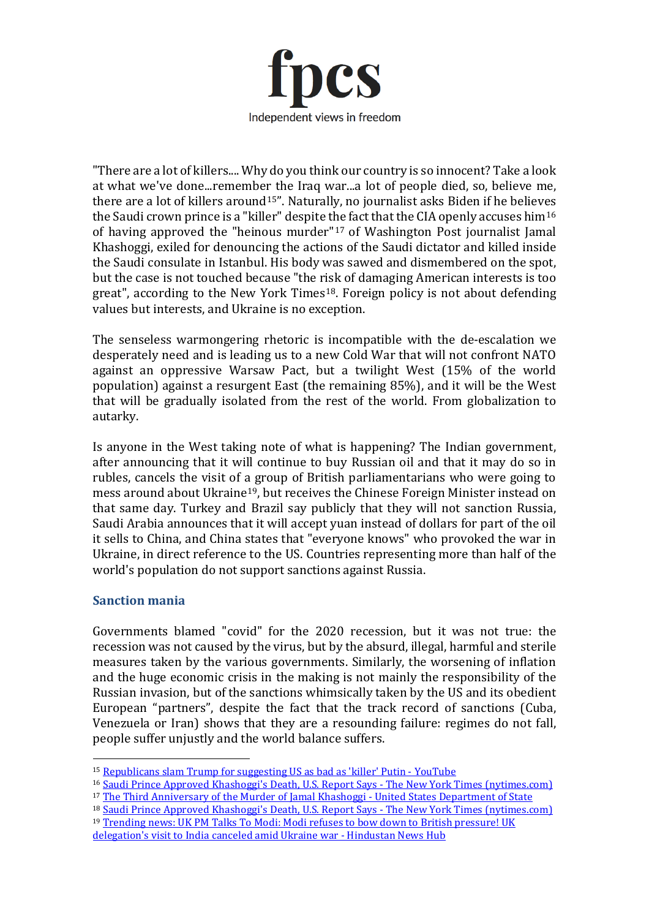"There are a lot of killers.... Why do you think our country is so innocent? Take a look at what we've done...remember the Iraq war...a lot of people died, so, believe me, there are a lot of killers around[15]". Naturally, no journalist asks Biden if he believes the Saudi crown prince is a "killer" despite the fact that the CIA openly accuses him[16] of having approved the "heinous murder"[17] of Washington Post journalist Jamal Khashoggi, exiled for denouncing the actions of the Saudi dictator and killed inside the Saudi consulate in Istanbul. His body was sawed and dismembered on the spot, but the case is not touched because "the risk of damaging American interests is too great", according to the New York Times[18]. Foreign policy is not about defending values but interests, and Ukraine is no exception.

The senseless warmongering rhetoric is incompatible with the de-escalation we desperately need and is leading us to a new Cold War that will not confront NATO against an oppressive Warsaw Pact, but a twilight West (15% of the world population) against a resurgent East (the remaining 85%), and it will be the West that will be gradually isolated from the rest of the world. From globalization to autarky.

Is anyone in the West taking note of what is happening? The Indian government, after announcing that it will continue to buy Russian oil and that it may do so in rubles, cancels the visit of a group of British parliamentarians who were going to mess around about Ukraine[19], but receives the Chinese Foreign Minister instead on that same day. Turkey and Brazil say publicly that they will not sanction Russia, Saudi Arabia announces that it will accept yuan instead of dollars for part of the oil it sells to China, and China states that "everyone knows" who provoked the war in Ukraine, in direct reference to the US. Countries representing more than half of the world's population do not support sanctions against Russia.

## Sanction mania

Governments blamed "covid" for the 2020 recession, but it was not true: the recession was not caused by the virus, but by the absurd, illegal, harmful and sterile measures taken by the various governments. Similarly, the worsening of inflation and the huge economic crisis in the making is not mainly the responsibility of the Russian invasion, but of the sanctions whimsically taken by the US and its obedient European "partners", despite the fact that the track record of sanctions (Cuba, Venezuela or Iran) shows that they are a resounding failure: regimes do not fall, people suffer unjustly and the world balance suffers.

---

[15] Republicans slam Trump for suggesting US as bad as 'killer' Putin - YouTube

[16] Saudi Prince Approved Khashoggi's Death, U.S. Report Says - The New York Times (nytimes.com)

[17] The Third Anniversary of the Murder of Jamal Khashoggi - United States Department of State

[18] Saudi Prince Approved Khashoggi's Death, U.S. Report Says - The New York Times (nytimes.com)

[19] Trending news: UK PM Talks To Modi: Modi refuses to bow down to British pressure! UK delegation's visit to India canceled amid Ukraine war - Hindustan News Hub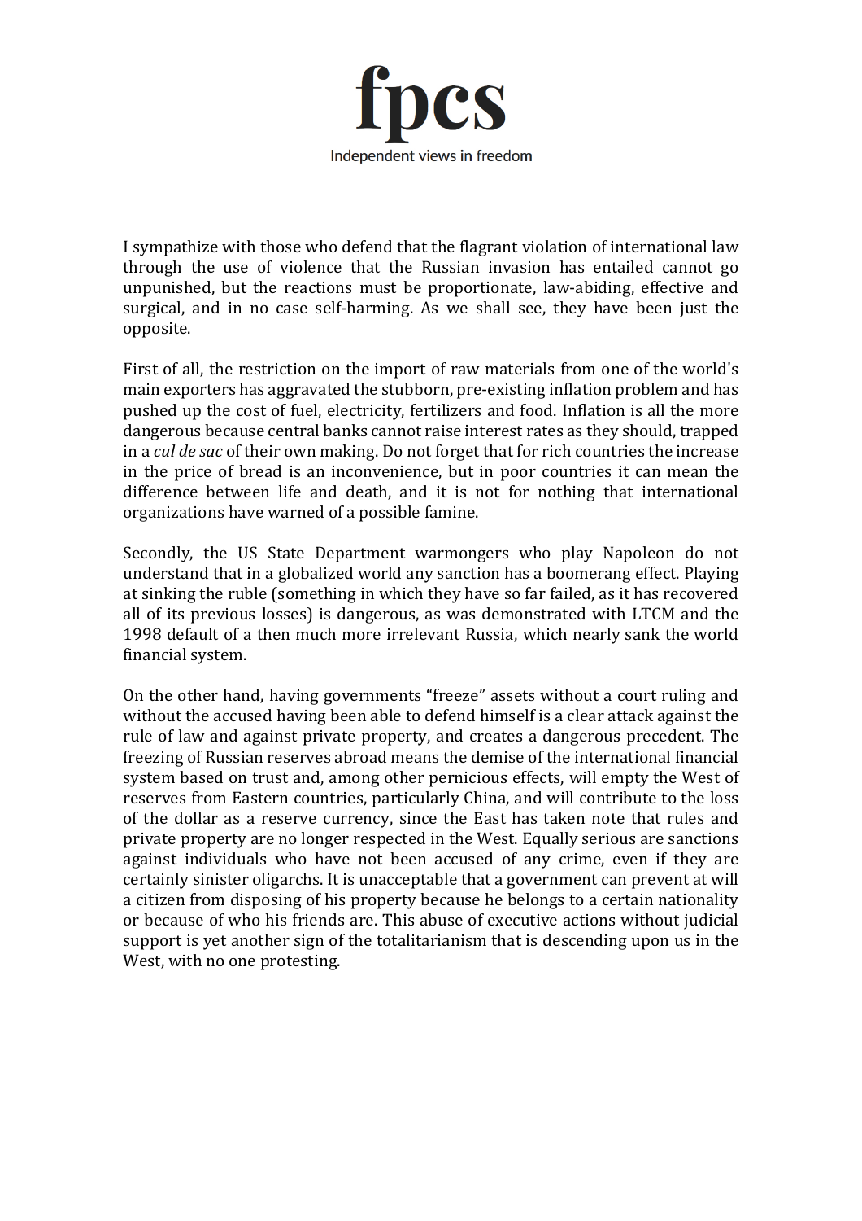I sympathize with those who defend that the flagrant violation of international law through the use of violence that the Russian invasion has entailed cannot go unpunished, but the reactions must be proportionate, law-abiding, effective and surgical, and in no case self-harming. As we shall see, they have been just the opposite.

First of all, the restriction on the import of raw materials from one of the world's main exporters has aggravated the stubborn, pre-existing inflation problem and has pushed up the cost of fuel, electricity, fertilizers and food. Inflation is all the more dangerous because central banks cannot raise interest rates as they should, trapped in a *cul de sac* of their own making. Do not forget that for rich countries the increase in the price of bread is an inconvenience, but in poor countries it can mean the difference between life and death, and it is not for nothing that international organizations have warned of a possible famine.

Secondly, the US State Department warmongers who play Napoleon do not understand that in a globalized world any sanction has a boomerang effect. Playing at sinking the ruble (something in which they have so far failed, as it has recovered all of its previous losses) is dangerous, as was demonstrated with LTCM and the 1998 default of a then much more irrelevant Russia, which nearly sank the world financial system.

On the other hand, having governments "freeze" assets without a court ruling and without the accused having been able to defend himself is a clear attack against the rule of law and against private property, and creates a dangerous precedent. The freezing of Russian reserves abroad means the demise of the international financial system based on trust and, among other pernicious effects, will empty the West of reserves from Eastern countries, particularly China, and will contribute to the loss of the dollar as a reserve currency, since the East has taken note that rules and private property are no longer respected in the West. Equally serious are sanctions against individuals who have not been accused of any crime, even if they are certainly sinister oligarchs. It is unacceptable that a government can prevent at will a citizen from disposing of his property because he belongs to a certain nationality or because of who his friends are. This abuse of executive actions without judicial support is yet another sign of the totalitarianism that is descending upon us in the West, with no one protesting.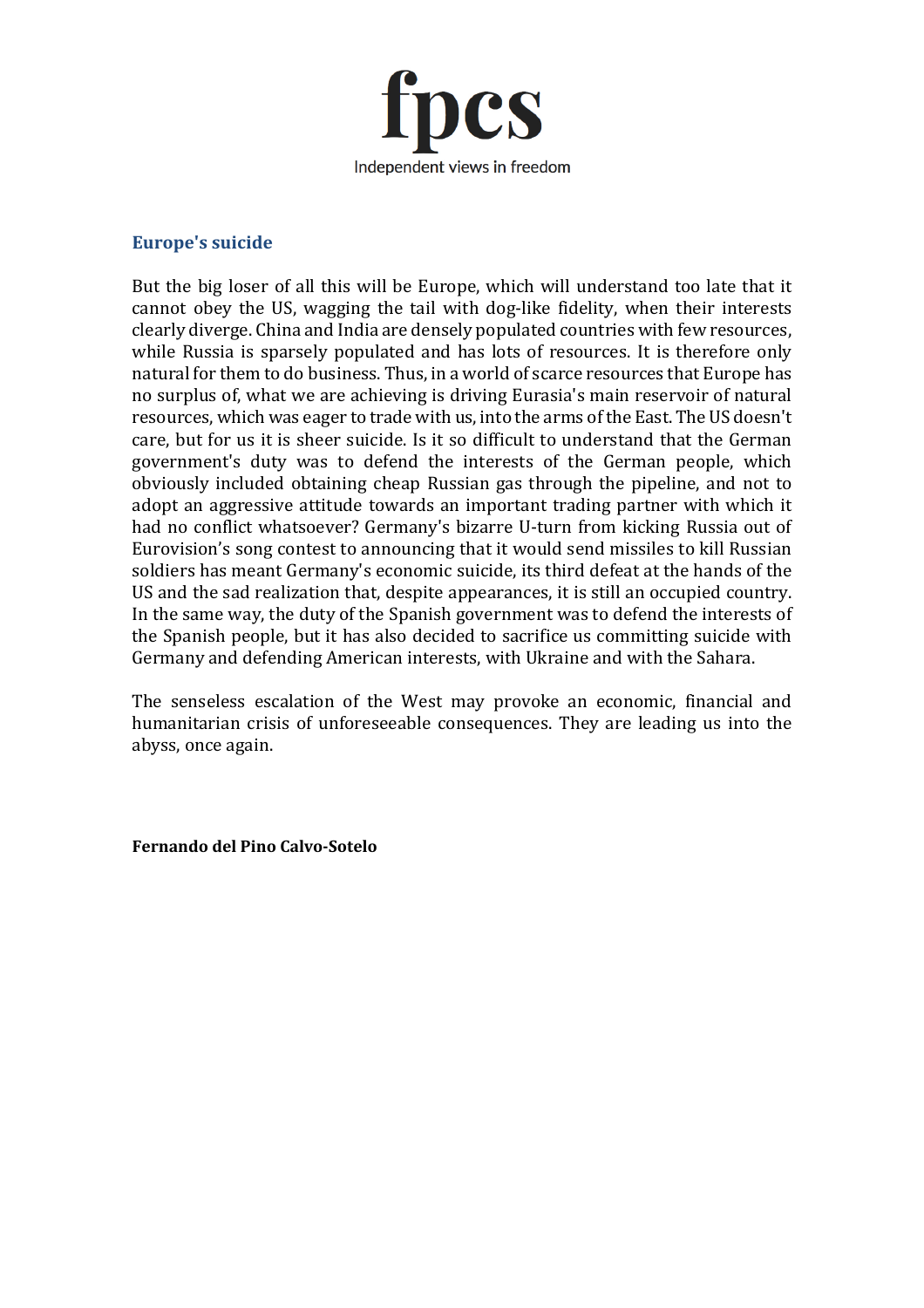## Europe's suicide

But the big loser of all this will be Europe, which will understand too late that it cannot obey the US, wagging the tail with dog-like fidelity, when their interests clearly diverge. China and India are densely populated countries with few resources, while Russia is sparsely populated and has lots of resources. It is therefore only natural for them to do business. Thus, in a world of scarce resources that Europe has no surplus of, what we are achieving is driving Eurasia's main reservoir of natural resources, which was eager to trade with us, into the arms of the East. The US doesn't care, but for us it is sheer suicide. Is it so difficult to understand that the German government's duty was to defend the interests of the German people, which obviously included obtaining cheap Russian gas through the pipeline, and not to adopt an aggressive attitude towards an important trading partner with which it had no conflict whatsoever? Germany's bizarre U-turn from kicking Russia out of Eurovision's song contest to announcing that it would send missiles to kill Russian soldiers has meant Germany's economic suicide, its third defeat at the hands of the US and the sad realization that, despite appearances, it is still an occupied country. In the same way, the duty of the Spanish government was to defend the interests of the Spanish people, but it has also decided to sacrifice us committing suicide with Germany and defending American interests, with Ukraine and with the Sahara.

The senseless escalation of the West may provoke an economic, financial and humanitarian crisis of unforeseeable consequences. They are leading us into the abyss, once again.

**Fernando del Pino Calvo-Sotelo**